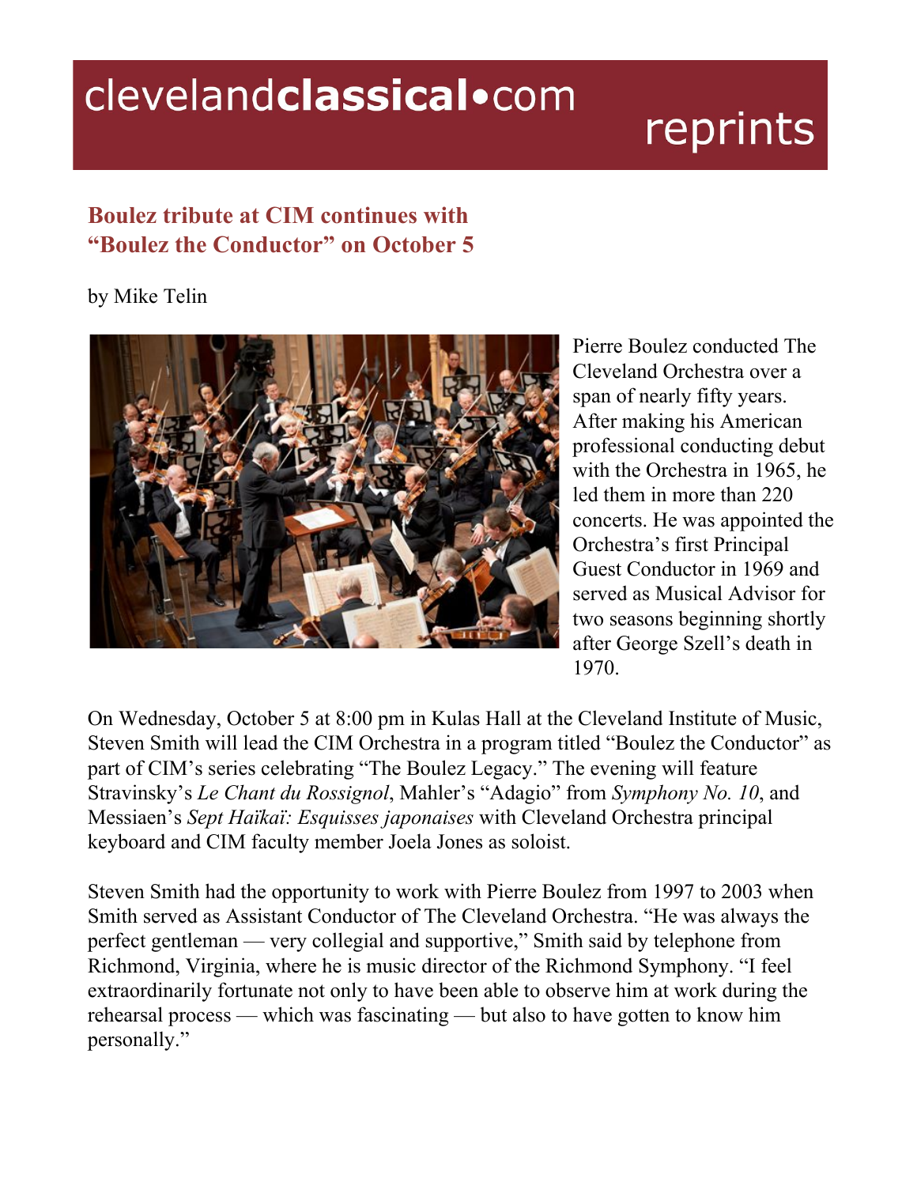clevelandclassical•com reprints

## Boulez tribute at CIM continues with "Boulez the Conductor" on October 5

by Mike Telin

Pierre Boulez conducted The Cleveland Orchestra over a span of nearly fifty years. After making his American professional conducting debut with the Orchestra in 1965, he led them in more than 220 concerts. He was appointed the Orchestra's first Principal Guest Conductor in 1969 and served as Musical Advisor for two seasons beginning shortly after George Szell's death in 1970.

On Wednesday, October 5 at 8:00 pm in Kulas Hall at the Cleveland Institute of Music, Steven Smith will lead the CIM Orchestra in a program titled "Boulez the Conductor" as part of CIM's series celebrating "The Boulez Legacy." The evening will feature Stravinsky's *Le Chant du Rossignol*, Mahler's "Adagio" from *Symphony No. 10*, and Messiaen's *Sept Haïkaï: Esquisses japonaises* with Cleveland Orchestra principal keyboard and CIM faculty member Joela Jones as soloist.

Steven Smith had the opportunity to work with Pierre Boulez from 1997 to 2003 when Smith served as Assistant Conductor of The Cleveland Orchestra. "He was always the perfect gentleman — very collegial and supportive," Smith said by telephone from Richmond, Virginia, where he is music director of the Richmond Symphony. "I feel extraordinarily fortunate not only to have been able to observe him at work during the rehearsal process — which was fascinating — but also to have gotten to know him personally."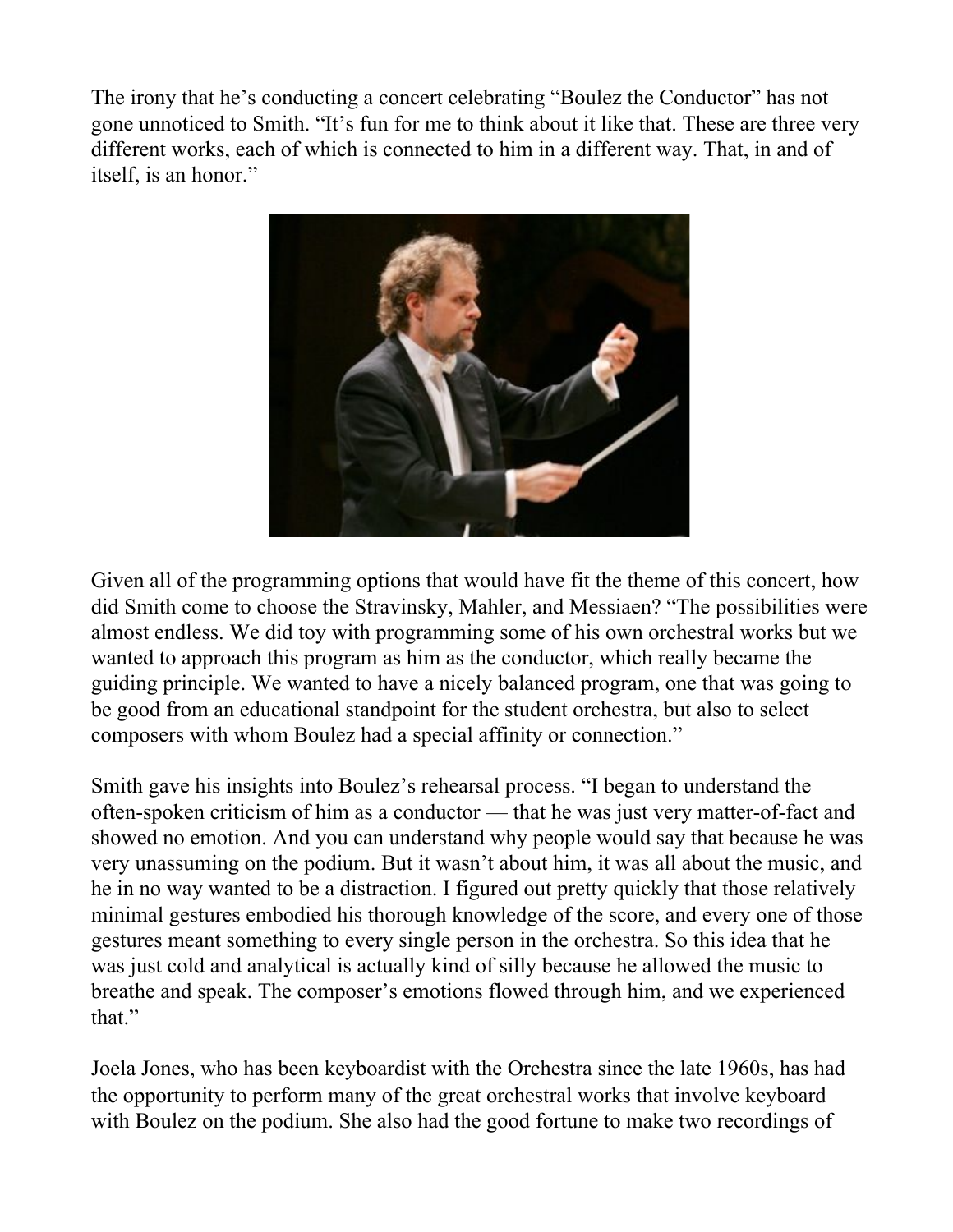The irony that he's conducting a concert celebrating "Boulez the Conductor" has not gone unnoticed to Smith. "It's fun for me to think about it like that. These are three very different works, each of which is connected to him in a different way. That, in and of itself, is an honor."

Given all of the programming options that would have fit the theme of this concert, how did Smith come to choose the Stravinsky, Mahler, and Messiaen? "The possibilities were almost endless. We did toy with programming some of his own orchestral works but we wanted to approach this program as him as the conductor, which really became the guiding principle. We wanted to have a nicely balanced program, one that was going to be good from an educational standpoint for the student orchestra, but also to select composers with whom Boulez had a special affinity or connection."

Smith gave his insights into Boulez's rehearsal process. "I began to understand the often-spoken criticism of him as a conductor — that he was just very matter-of-fact and showed no emotion. And you can understand why people would say that because he was very unassuming on the podium. But it wasn't about him, it was all about the music, and he in no way wanted to be a distraction. I figured out pretty quickly that those relatively minimal gestures embodied his thorough knowledge of the score, and every one of those gestures meant something to every single person in the orchestra. So this idea that he was just cold and analytical is actually kind of silly because he allowed the music to breathe and speak. The composer's emotions flowed through him, and we experienced that."

Joela Jones, who has been keyboardist with the Orchestra since the late 1960s, has had the opportunity to perform many of the great orchestral works that involve keyboard with Boulez on the podium. She also had the good fortune to make two recordings of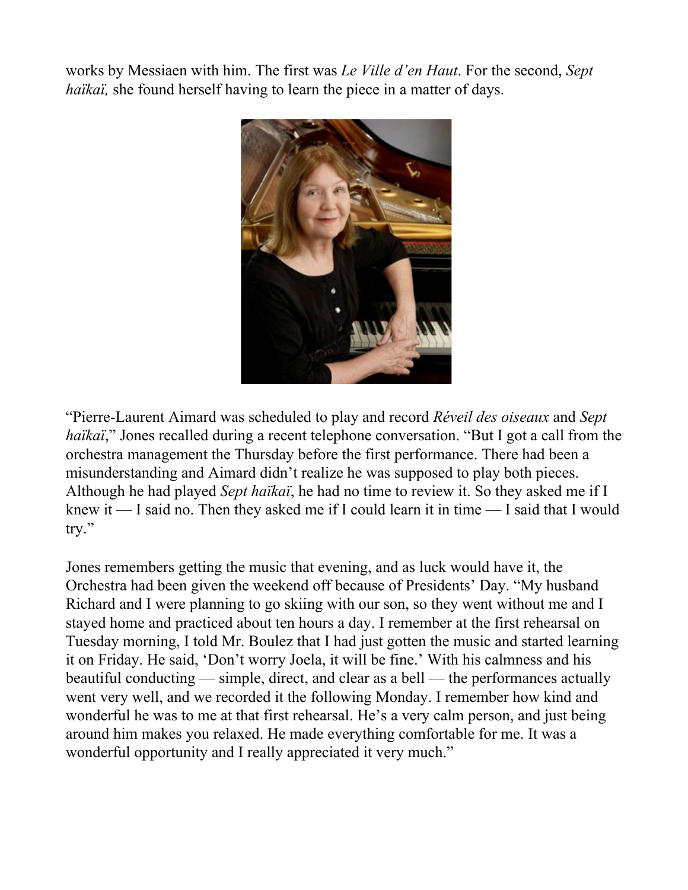works by Messiaen with him. The first was *Le Ville d'en Haut*. For the second, *Sept haïkaï,* she found herself having to learn the piece in a matter of days.

"Pierre-Laurent Aimard was scheduled to play and record *Réveil des oiseaux* and *Sept haïkaï*," Jones recalled during a recent telephone conversation. "But I got a call from the orchestra management the Thursday before the first performance. There had been a misunderstanding and Aimard didn't realize he was supposed to play both pieces. Although he had played *Sept haïkaï*, he had no time to review it. So they asked me if I knew it — I said no. Then they asked me if I could learn it in time — I said that I would try."

Jones remembers getting the music that evening, and as luck would have it, the Orchestra had been given the weekend off because of Presidents' Day. "My husband Richard and I were planning to go skiing with our son, so they went without me and I stayed home and practiced about ten hours a day. I remember at the first rehearsal on Tuesday morning, I told Mr. Boulez that I had just gotten the music and started learning it on Friday. He said, 'Don't worry Joela, it will be fine.' With his calmness and his beautiful conducting — simple, direct, and clear as a bell — the performances actually went very well, and we recorded it the following Monday. I remember how kind and wonderful he was to me at that first rehearsal. He's a very calm person, and just being around him makes you relaxed. He made everything comfortable for me. It was a wonderful opportunity and I really appreciated it very much."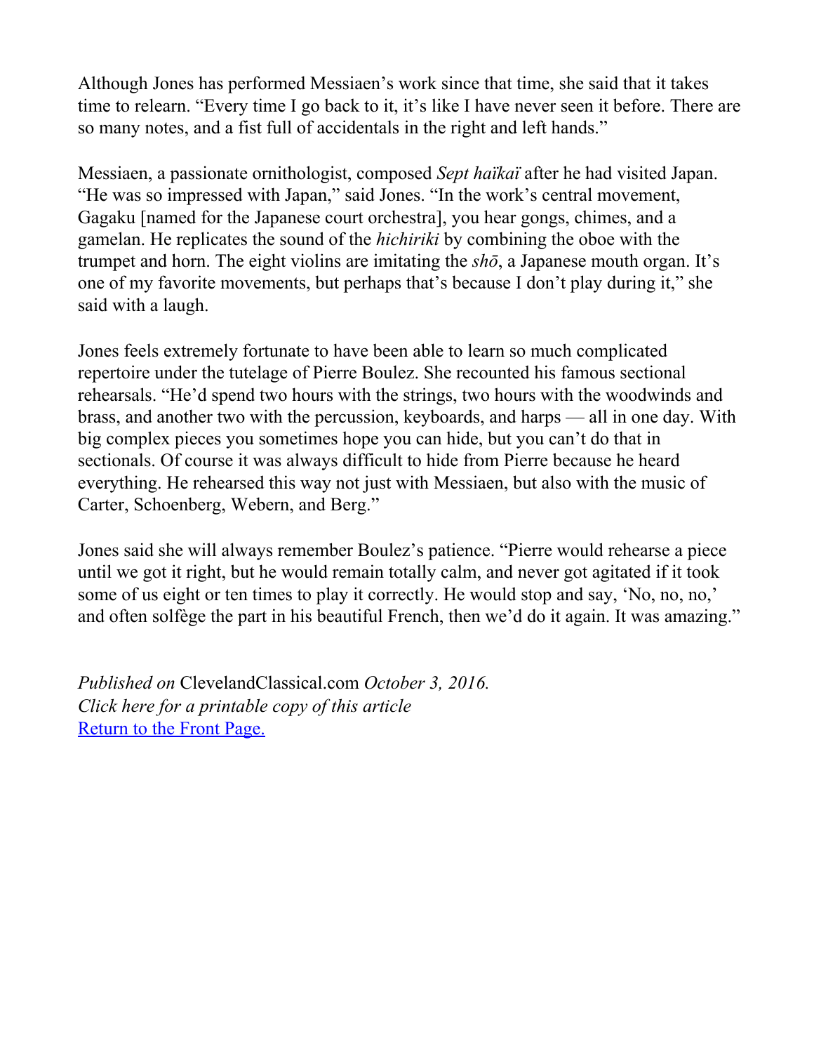Although Jones has performed Messiaen's work since that time, she said that it takes time to relearn. "Every time I go back to it, it's like I have never seen it before. There are so many notes, and a fist full of accidentals in the right and left hands."

Messiaen, a passionate ornithologist, composed *Sept haïkaï* after he had visited Japan. "He was so impressed with Japan," said Jones. "In the work's central movement, Gagaku [named for the Japanese court orchestra], you hear gongs, chimes, and a gamelan. He replicates the sound of the *hichiriki* by combining the oboe with the trumpet and horn. The eight violins are imitating the *shō*, a Japanese mouth organ. It's one of my favorite movements, but perhaps that's because I don't play during it," she said with a laugh.

Jones feels extremely fortunate to have been able to learn so much complicated repertoire under the tutelage of Pierre Boulez. She recounted his famous sectional rehearsals. "He'd spend two hours with the strings, two hours with the woodwinds and brass, and another two with the percussion, keyboards, and harps — all in one day. With big complex pieces you sometimes hope you can hide, but you can't do that in sectionals. Of course it was always difficult to hide from Pierre because he heard everything. He rehearsed this way not just with Messiaen, but also with the music of Carter, Schoenberg, Webern, and Berg."

Jones said she will always remember Boulez's patience. "Pierre would rehearse a piece until we got it right, but he would remain totally calm, and never got agitated if it took some of us eight or ten times to play it correctly. He would stop and say, 'No, no, no,' and often solfège the part in his beautiful French, then we'd do it again. It was amazing."

*Published on* ClevelandClassical.com *October 3, 2016.*
*Click here for a printable copy of this article*
Return to the Front Page.